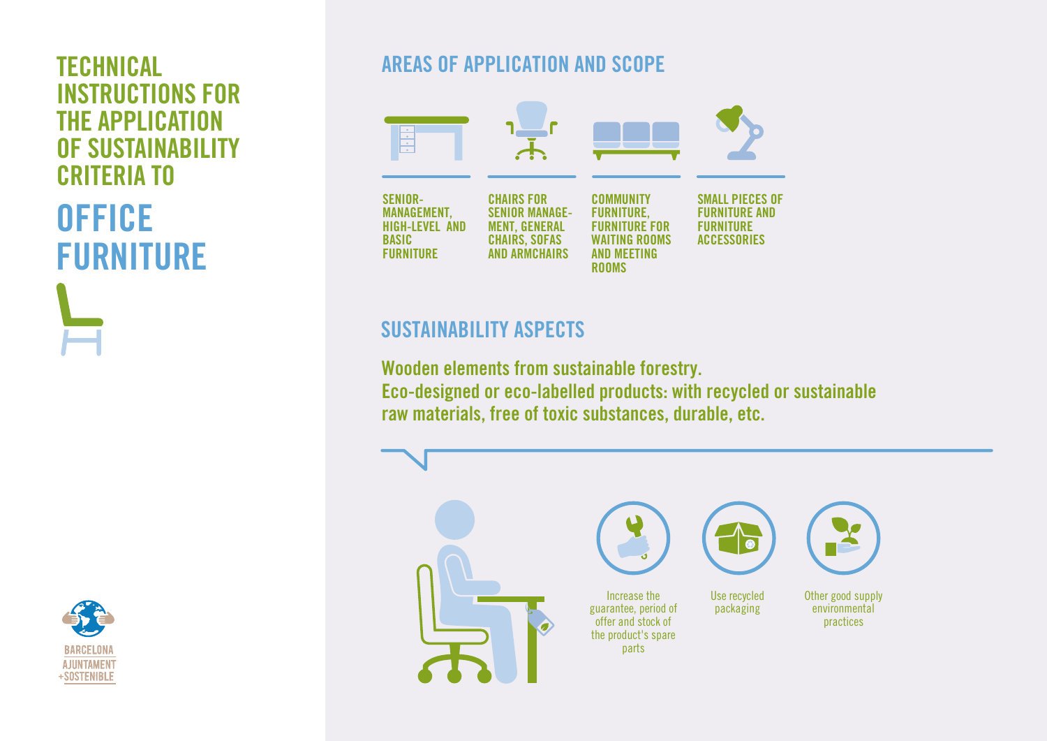# TECHNICAL INSTRUCTIONS FOR THE APPLICATION OF SUSTAINABILITY CRITERIA TO

# OFFICE FURNITURE

## AREAS OF APPLICATION AND SCOPE

- SENIOR-MANAGEMENT, HIGH-LEVEL AND BASIC FURNITURE
- CHAIRS FOR SENIOR MANAGEMENT, GENERAL CHAIRS, SOFAS AND ARMCHAIRS
- COMMUNITY FURNITURE, FURNITURE FOR WAITING ROOMS AND MEETING ROOMS
- SMALL PIECES OF FURNITURE AND FURNITURE ACCESSORIES

## SUSTAINABILITY ASPECTS

**Wooden elements from sustainable forestry.**
**Eco-designed or eco-labelled products: with recycled or sustainable raw materials, free of toxic substances, durable, etc.**

- Increase the guarantee, period of offer and stock of the product's spare parts
- Use recycled packaging
- Other good supply environmental practices

BARCELONA AJUNTAMENT +SOSTENIBLE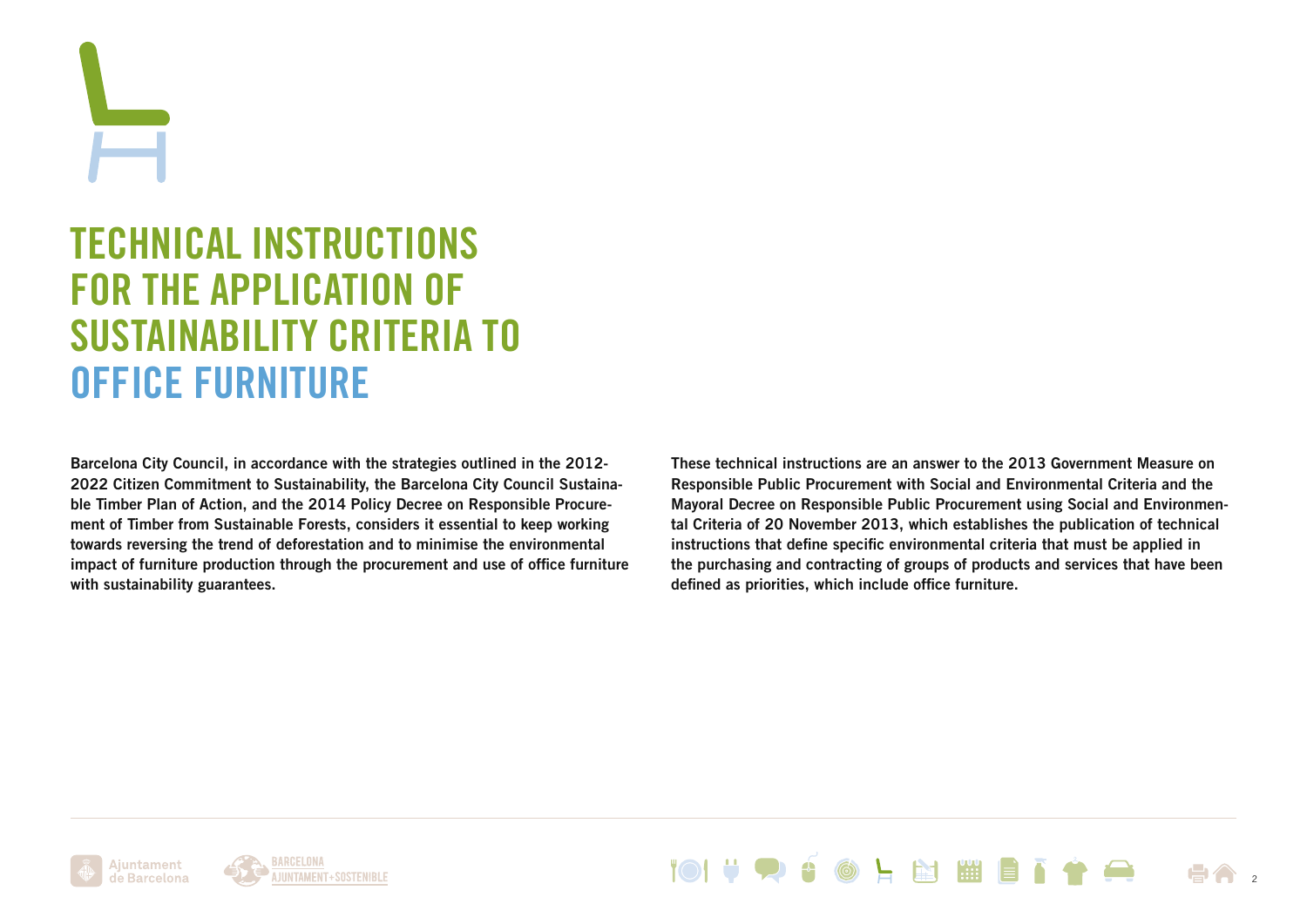# TECHNICAL INSTRUCTIONS FOR THE APPLICATION OF SUSTAINABILITY CRITERIA TO OFFICE FURNITURE

**Barcelona City Council, in accordance with the strategies outlined in the 2012-2022 Citizen Commitment to Sustainability, the Barcelona City Council Sustainable Timber Plan of Action, and the 2014 Policy Decree on Responsible Procurement of Timber from Sustainable Forests, considers it essential to keep working towards reversing the trend of deforestation and to minimise the environmental impact of furniture production through the procurement and use of office furniture with sustainability guarantees.**

**These technical instructions are an answer to the 2013 Government Measure on Responsible Public Procurement with Social and Environmental Criteria and the Mayoral Decree on Responsible Public Procurement using Social and Environmental Criteria of 20 November 2013, which establishes the publication of technical instructions that define specific environmental criteria that must be applied in the purchasing and contracting of groups of products and services that have been defined as priorities, which include office furniture.**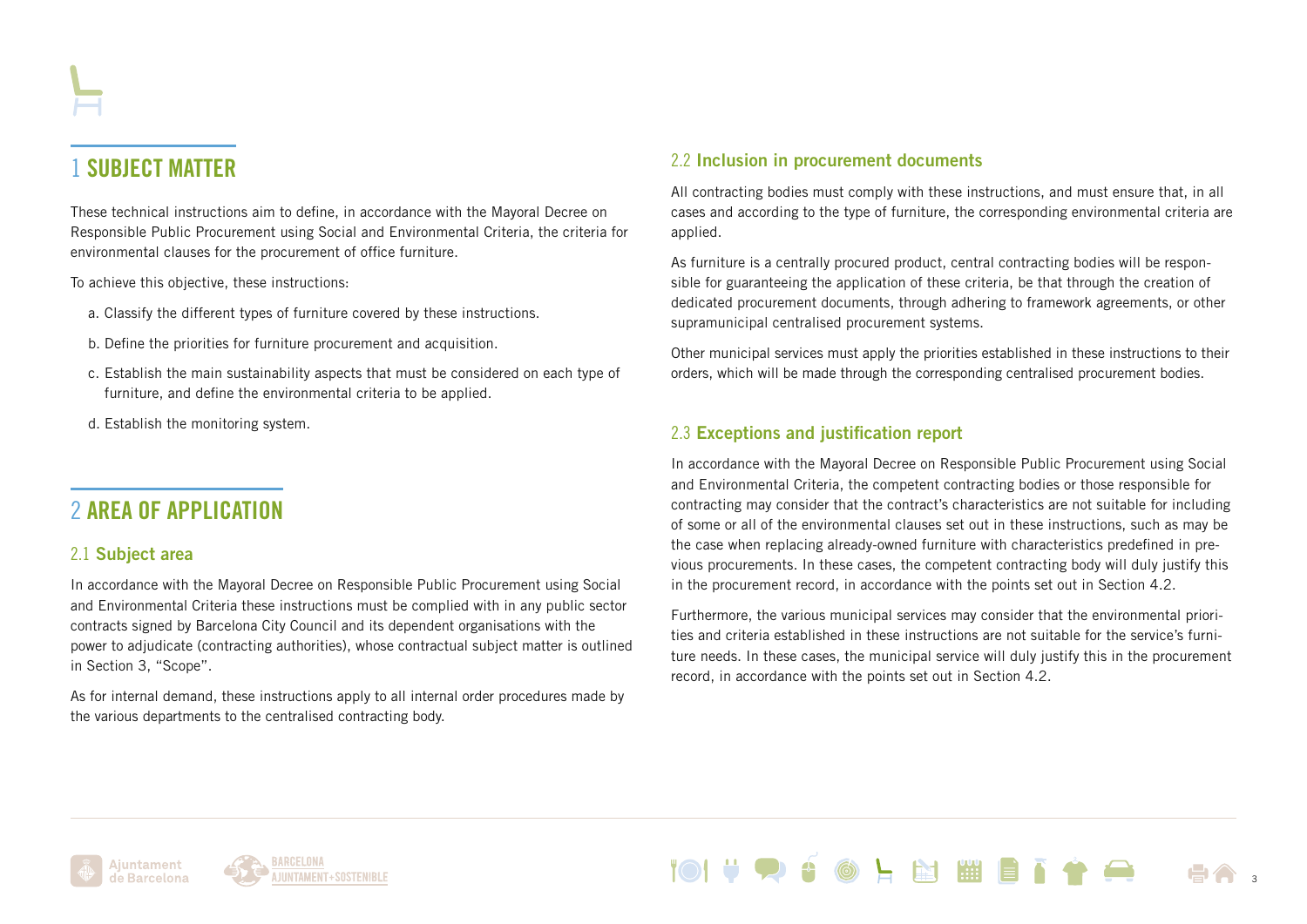# 1 SUBJECT MATTER

These technical instructions aim to define, in accordance with the Mayoral Decree on Responsible Public Procurement using Social and Environmental Criteria, the criteria for environmental clauses for the procurement of office furniture.

To achieve this objective, these instructions:

a. Classify the different types of furniture covered by these instructions.

b. Define the priorities for furniture procurement and acquisition.

c. Establish the main sustainability aspects that must be considered on each type of furniture, and define the environmental criteria to be applied.

d. Establish the monitoring system.

# 2 AREA OF APPLICATION

## 2.1 Subject area

In accordance with the Mayoral Decree on Responsible Public Procurement using Social and Environmental Criteria these instructions must be complied with in any public sector contracts signed by Barcelona City Council and its dependent organisations with the power to adjudicate (contracting authorities), whose contractual subject matter is outlined in Section 3, "Scope".

As for internal demand, these instructions apply to all internal order procedures made by the various departments to the centralised contracting body.

## 2.2 Inclusion in procurement documents

All contracting bodies must comply with these instructions, and must ensure that, in all cases and according to the type of furniture, the corresponding environmental criteria are applied.

As furniture is a centrally procured product, central contracting bodies will be responsible for guaranteeing the application of these criteria, be that through the creation of dedicated procurement documents, through adhering to framework agreements, or other supramunicipal centralised procurement systems.

Other municipal services must apply the priorities established in these instructions to their orders, which will be made through the corresponding centralised procurement bodies.

## 2.3 Exceptions and justification report

In accordance with the Mayoral Decree on Responsible Public Procurement using Social and Environmental Criteria, the competent contracting bodies or those responsible for contracting may consider that the contract's characteristics are not suitable for including of some or all of the environmental clauses set out in these instructions, such as may be the case when replacing already-owned furniture with characteristics predefined in previous procurements. In these cases, the competent contracting body will duly justify this in the procurement record, in accordance with the points set out in Section 4.2.

Furthermore, the various municipal services may consider that the environmental priorities and criteria established in these instructions are not suitable for the service's furniture needs. In these cases, the municipal service will duly justify this in the procurement record, in accordance with the points set out in Section 4.2.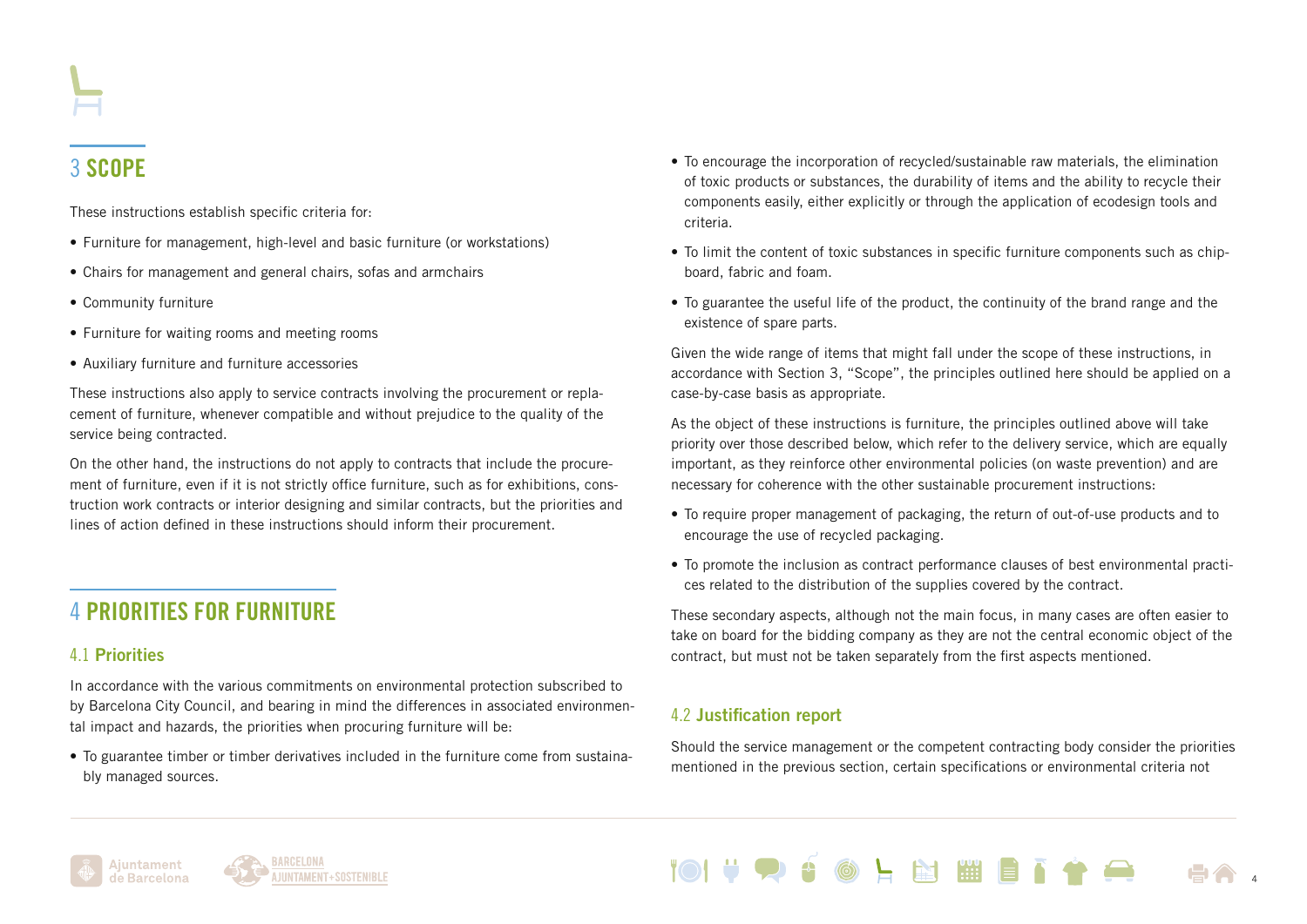## 3 SCOPE

These instructions establish specific criteria for:

- Furniture for management, high-level and basic furniture (or workstations)
- Chairs for management and general chairs, sofas and armchairs
- Community furniture
- Furniture for waiting rooms and meeting rooms
- Auxiliary furniture and furniture accessories

These instructions also apply to service contracts involving the procurement or replacement of furniture, whenever compatible and without prejudice to the quality of the service being contracted.

On the other hand, the instructions do not apply to contracts that include the procurement of furniture, even if it is not strictly office furniture, such as for exhibitions, construction work contracts or interior designing and similar contracts, but the priorities and lines of action defined in these instructions should inform their procurement.

## 4 PRIORITIES FOR FURNITURE

### 4.1 Priorities

In accordance with the various commitments on environmental protection subscribed to by Barcelona City Council, and bearing in mind the differences in associated environmental impact and hazards, the priorities when procuring furniture will be:

- To guarantee timber or timber derivatives included in the furniture come from sustainably managed sources.
- To encourage the incorporation of recycled/sustainable raw materials, the elimination of toxic products or substances, the durability of items and the ability to recycle their components easily, either explicitly or through the application of ecodesign tools and criteria.
- To limit the content of toxic substances in specific furniture components such as chipboard, fabric and foam.
- To guarantee the useful life of the product, the continuity of the brand range and the existence of spare parts.

Given the wide range of items that might fall under the scope of these instructions, in accordance with Section 3, "Scope", the principles outlined here should be applied on a case-by-case basis as appropriate.

As the object of these instructions is furniture, the principles outlined above will take priority over those described below, which refer to the delivery service, which are equally important, as they reinforce other environmental policies (on waste prevention) and are necessary for coherence with the other sustainable procurement instructions:

- To require proper management of packaging, the return of out-of-use products and to encourage the use of recycled packaging.
- To promote the inclusion as contract performance clauses of best environmental practices related to the distribution of the supplies covered by the contract.

These secondary aspects, although not the main focus, in many cases are often easier to take on board for the bidding company as they are not the central economic object of the contract, but must not be taken separately from the first aspects mentioned.

### 4.2 Justification report

Should the service management or the competent contracting body consider the priorities mentioned in the previous section, certain specifications or environmental criteria not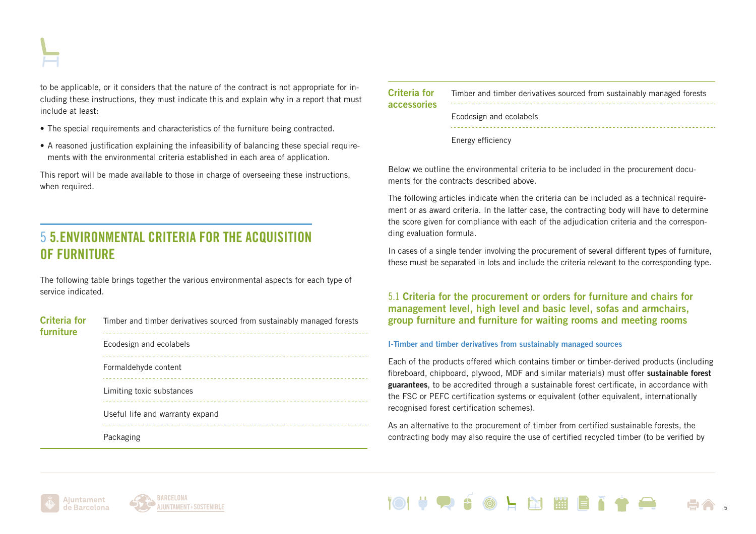to be applicable, or it considers that the nature of the contract is not appropriate for including these instructions, they must indicate this and explain why in a report that must include at least:

- The special requirements and characteristics of the furniture being contracted.
- A reasoned justification explaining the infeasibility of balancing these special requirements with the environmental criteria established in each area of application.

This report will be made available to those in charge of overseeing these instructions, when required.

# 5 5.ENVIRONMENTAL CRITERIA FOR THE ACQUISITION OF FURNITURE

The following table brings together the various environmental aspects for each type of service indicated.

| Criteria for furniture | |
|---|---|
| | Timber and timber derivatives sourced from sustainably managed forests |
| | Ecodesign and ecolabels |
| | Formaldehyde content |
| | Limiting toxic substances |
| | Useful life and warranty expand |
| | Packaging |

| Criteria for accessories | |
|---|---|
| | Timber and timber derivatives sourced from sustainably managed forests |
| | Ecodesign and ecolabels |
| | Energy efficiency |

Below we outline the environmental criteria to be included in the procurement documents for the contracts described above.

The following articles indicate when the criteria can be included as a technical requirement or as award criteria. In the latter case, the contracting body will have to determine the score given for compliance with each of the adjudication criteria and the corresponding evaluation formula.

In cases of a single tender involving the procurement of several different types of furniture, these must be separated in lots and include the criteria relevant to the corresponding type.

## 5.1 Criteria for the procurement or orders for furniture and chairs for management level, high level and basic level, sofas and armchairs, group furniture and furniture for waiting rooms and meeting rooms

### I-Timber and timber derivatives from sustainably managed sources

Each of the products offered which contains timber or timber-derived products (including fibreboard, chipboard, plywood, MDF and similar materials) must offer **sustainable forest guarantees**, to be accredited through a sustainable forest certificate, in accordance with the FSC or PEFC certification systems or equivalent (other equivalent, internationally recognised forest certification schemes).

As an alternative to the procurement of timber from certified sustainable forests, the contracting body may also require the use of certified recycled timber (to be verified by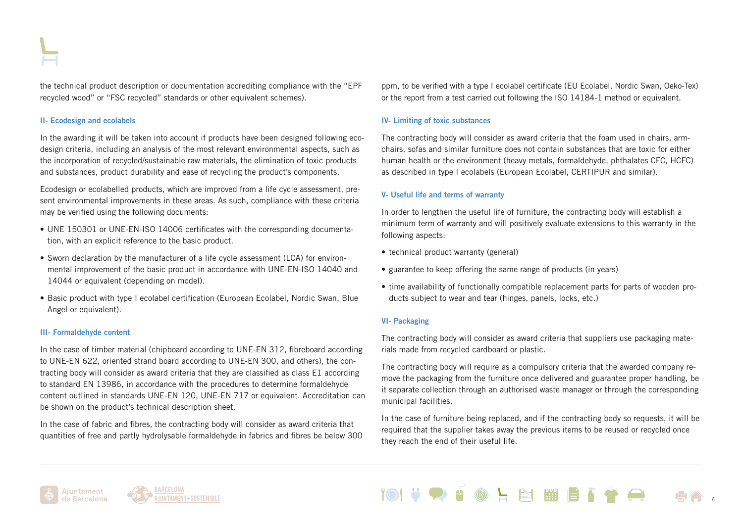the technical product description or documentation accrediting compliance with the "EPF recycled wood" or "FSC recycled" standards or other equivalent schemes).

### II- Ecodesign and ecolabels

In the awarding it will be taken into account if products have been designed following ecodesign criteria, including an analysis of the most relevant environmental aspects, such as the incorporation of recycled/sustainable raw materials, the elimination of toxic products and substances, product durability and ease of recycling the product's components.

Ecodesign or ecolabelled products, which are improved from a life cycle assessment, present environmental improvements in these areas. As such, compliance with these criteria may be verified using the following documents:

- UNE 150301 or UNE-EN-ISO 14006 certificates with the corresponding documentation, with an explicit reference to the basic product.
- Sworn declaration by the manufacturer of a life cycle assessment (LCA) for environmental improvement of the basic product in accordance with UNE-EN-ISO 14040 and 14044 or equivalent (depending on model).
- Basic product with type I ecolabel certification (European Ecolabel, Nordic Swan, Blue Angel or equivalent).

### III- Formaldehyde content

In the case of timber material (chipboard according to UNE-EN 312, fibreboard according to UNE-EN 622, oriented strand board according to UNE-EN 300, and others), the contracting body will consider as award criteria that they are classified as class E1 according to standard EN 13986, in accordance with the procedures to determine formaldehyde content outlined in standards UNE-EN 120, UNE-EN 717 or equivalent. Accreditation can be shown on the product's technical description sheet.

In the case of fabric and fibres, the contracting body will consider as award criteria that quantities of free and partly hydrolysable formaldehyde in fabrics and fibres be below 300 ppm, to be verified with a type I ecolabel certificate (EU Ecolabel, Nordic Swan, Oeko-Tex) or the report from a test carried out following the ISO 14184-1 method or equivalent.

### IV- Limiting of toxic substances

The contracting body will consider as award criteria that the foam used in chairs, armchairs, sofas and similar furniture does not contain substances that are toxic for either human health or the environment (heavy metals, formaldehyde, phthalates CFC, HCFC) as described in type I ecolabels (European Ecolabel, CERTIPUR and similar).

### V- Useful life and terms of warranty

In order to lengthen the useful life of furniture, the contracting body will establish a minimum term of warranty and will positively evaluate extensions to this warranty in the following aspects:

- technical product warranty (general)
- guarantee to keep offering the same range of products (in years)
- time availability of functionally compatible replacement parts for parts of wooden products subject to wear and tear (hinges, panels, locks, etc.)

### VI- Packaging

The contracting body will consider as award criteria that suppliers use packaging materials made from recycled cardboard or plastic.

The contracting body will require as a compulsory criteria that the awarded company remove the packaging from the furniture once delivered and guarantee proper handling, be it separate collection through an authorised waste manager or through the corresponding municipal facilities.

In the case of furniture being replaced, and if the contracting body so requests, it will be required that the supplier takes away the previous items to be reused or recycled once they reach the end of their useful life.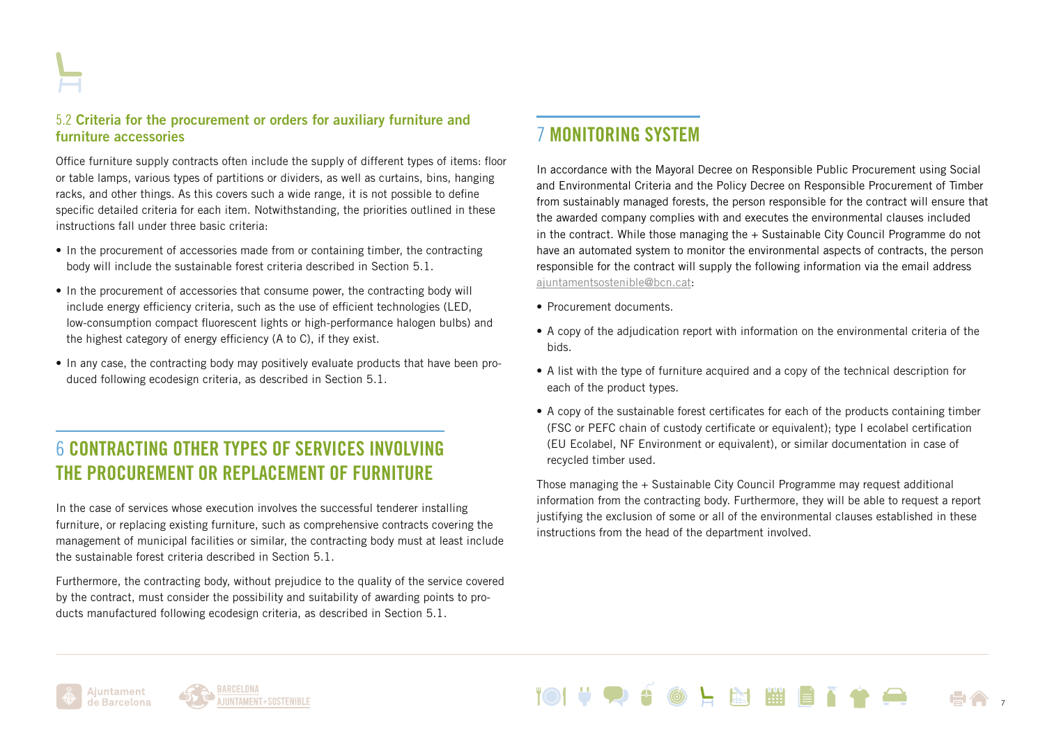### 5.2 Criteria for the procurement or orders for auxiliary furniture and furniture accessories

Office furniture supply contracts often include the supply of different types of items: floor or table lamps, various types of partitions or dividers, as well as curtains, bins, hanging racks, and other things. As this covers such a wide range, it is not possible to define specific detailed criteria for each item. Notwithstanding, the priorities outlined in these instructions fall under three basic criteria:

- In the procurement of accessories made from or containing timber, the contracting body will include the sustainable forest criteria described in Section 5.1.
- In the procurement of accessories that consume power, the contracting body will include energy efficiency criteria, such as the use of efficient technologies (LED, low-consumption compact fluorescent lights or high-performance halogen bulbs) and the highest category of energy efficiency (A to C), if they exist.
- In any case, the contracting body may positively evaluate products that have been produced following ecodesign criteria, as described in Section 5.1.

## 6 CONTRACTING OTHER TYPES OF SERVICES INVOLVING THE PROCUREMENT OR REPLACEMENT OF FURNITURE

In the case of services whose execution involves the successful tenderer installing furniture, or replacing existing furniture, such as comprehensive contracts covering the management of municipal facilities or similar, the contracting body must at least include the sustainable forest criteria described in Section 5.1.

Furthermore, the contracting body, without prejudice to the quality of the service covered by the contract, must consider the possibility and suitability of awarding points to products manufactured following ecodesign criteria, as described in Section 5.1.

## 7 MONITORING SYSTEM

In accordance with the Mayoral Decree on Responsible Public Procurement using Social and Environmental Criteria and the Policy Decree on Responsible Procurement of Timber from sustainably managed forests, the person responsible for the contract will ensure that the awarded company complies with and executes the environmental clauses included in the contract. While those managing the + Sustainable City Council Programme do not have an automated system to monitor the environmental aspects of contracts, the person responsible for the contract will supply the following information via the email address ajuntamentsostenible@bcn.cat:

- Procurement documents.
- A copy of the adjudication report with information on the environmental criteria of the bids.
- A list with the type of furniture acquired and a copy of the technical description for each of the product types.
- A copy of the sustainable forest certificates for each of the products containing timber (FSC or PEFC chain of custody certificate or equivalent); type I ecolabel certification (EU Ecolabel, NF Environment or equivalent), or similar documentation in case of recycled timber used.

Those managing the + Sustainable City Council Programme may request additional information from the contracting body. Furthermore, they will be able to request a report justifying the exclusion of some or all of the environmental clauses established in these instructions from the head of the department involved.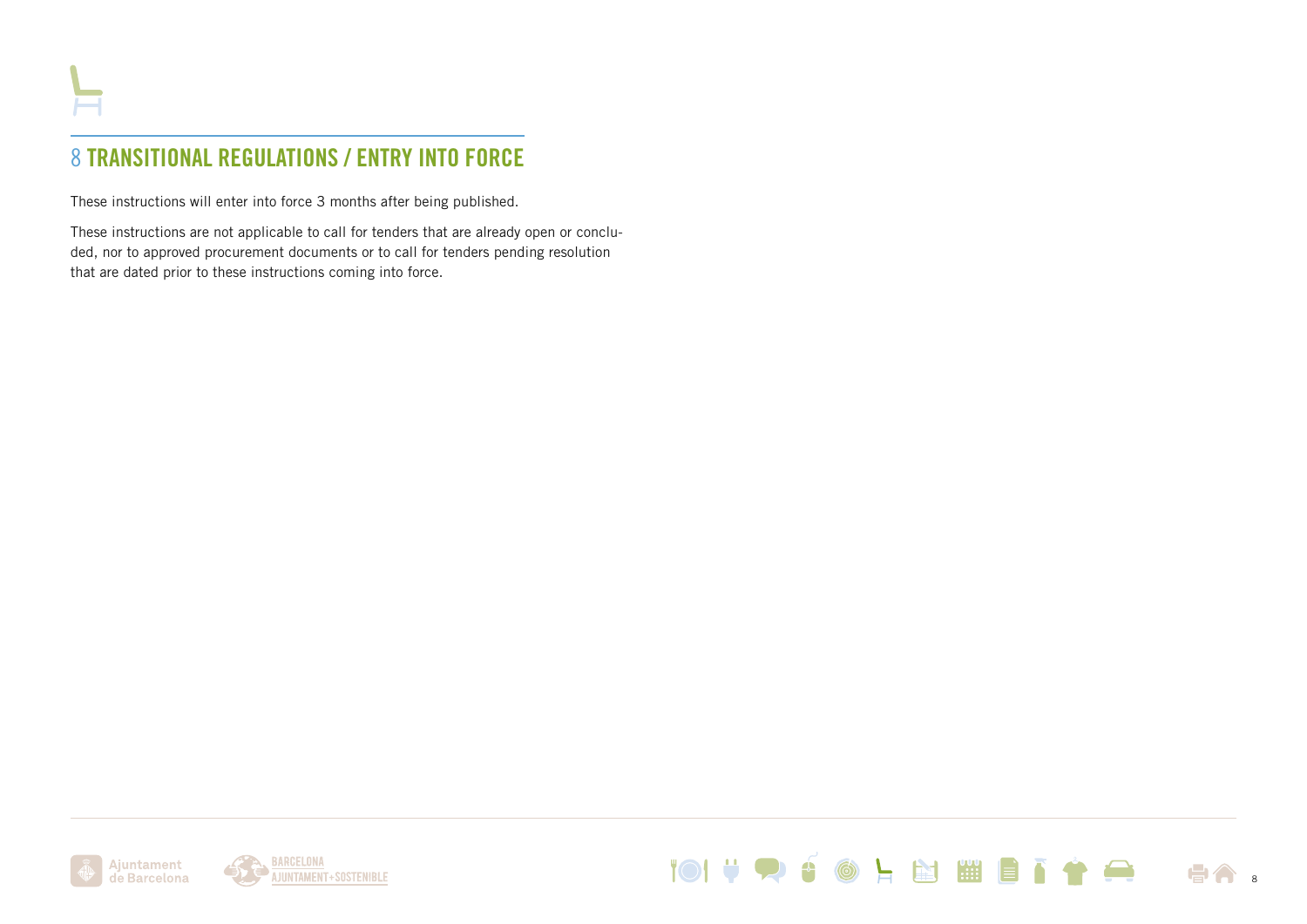## 8 TRANSITIONAL REGULATIONS / ENTRY INTO FORCE

These instructions will enter into force 3 months after being published.

These instructions are not applicable to call for tenders that are already open or concluded, nor to approved procurement documents or to call for tenders pending resolution that are dated prior to these instructions coming into force.